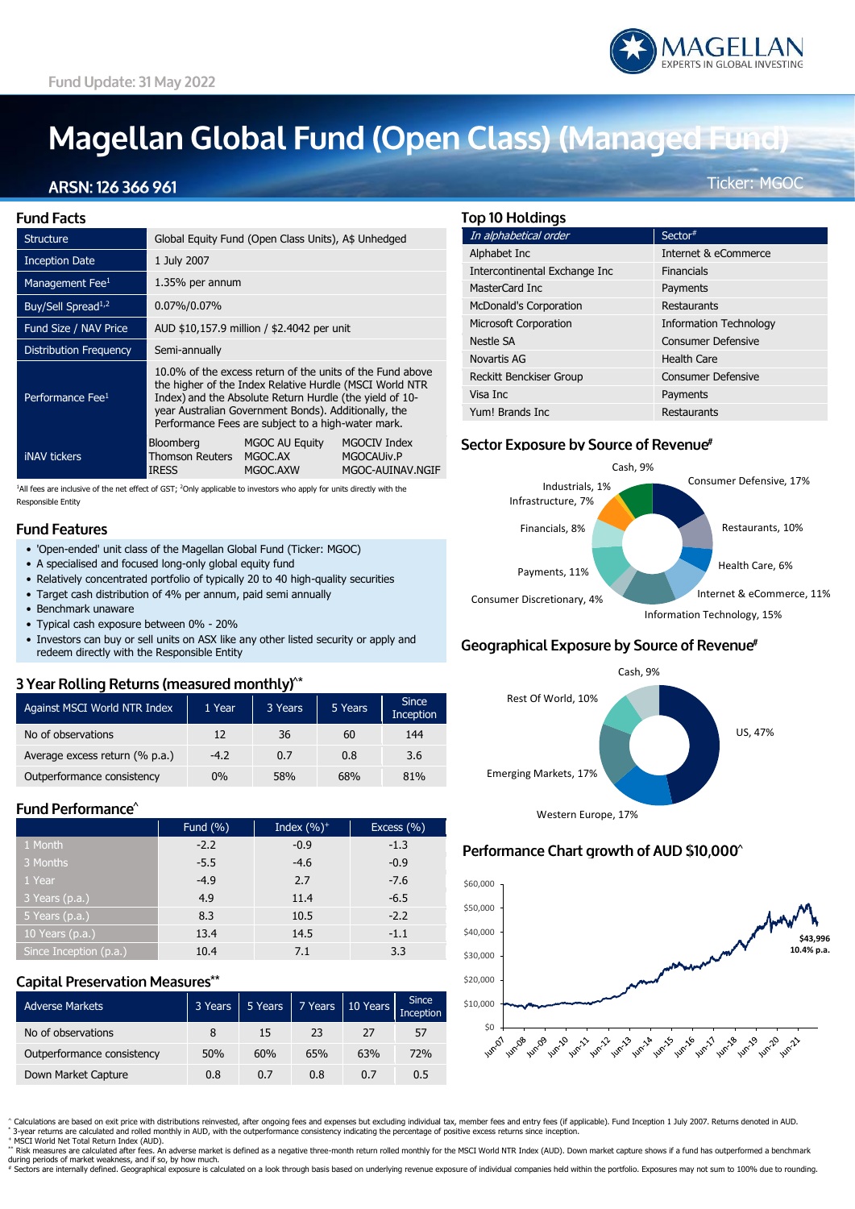Fund Update: 31 May 2022

# Magellan Global Fund (Open Class) (Managed Fund)

**ARSN: 126 366 961**

Ticker: MGOC

## Fund Facts

| | | | |
|---|---|---|---|
| Structure | Global Equity Fund (Open Class Units), A$ Unhedged | | |
| Inception Date | 1 July 2007 | | |
| Management Fee[1] | 1.35% per annum | | |
| Buy/Sell Spread[1,2] | 0.07%/0.07% | | |
| Fund Size / NAV Price | AUD $10,157.9 million / $2.4042 per unit | | |
| Distribution Frequency | Semi-annually | | |
| Performance Fee[1] | 10.0% of the excess return of the units of the Fund above the higher of the Index Relative Hurdle (MSCI World NTR Index) and the Absolute Return Hurdle (the yield of 10-year Australian Government Bonds). Additionally, the Performance Fees are subject to a high-water mark. | | |
| iNAV tickers | Bloomberg | MGOC AU Equity | MGOCIV Index |
| | Thomson Reuters | MGOC.AX | MGOCAUiv.P |
| | IRESS | MGOC.AXW | MGOC-AUINAV.NGIF |

[1]All fees are inclusive of the net effect of GST; [2]Only applicable to investors who apply for units directly with the Responsible Entity

## Fund Features

- 'Open-ended' unit class of the Magellan Global Fund (Ticker: MGOC)
- A specialised and focused long-only global equity fund
- Relatively concentrated portfolio of typically 20 to 40 high-quality securities
- Target cash distribution of 4% per annum, paid semi annually
- Benchmark unaware
- Typical cash exposure between 0% - 20%
- Investors can buy or sell units on ASX like any other listed security or apply and redeem directly with the Responsible Entity

## 3 Year Rolling Returns (measured monthly)^*

| Against MSCI World NTR Index | 1 Year | 3 Years | 5 Years | Since Inception |
|---|---|---|---|---|
| No of observations | 12 | 36 | 60 | 144 |
| Average excess return (% p.a.) | -4.2 | 0.7 | 0.8 | 3.6 |
| Outperformance consistency | 0% | 58% | 68% | 81% |

## Fund Performance^

| | Fund (%) | Index (%)+ | Excess (%) |
|---|---|---|---|
| 1 Month | -2.2 | -0.9 | -1.3 |
| 3 Months | -5.5 | -4.6 | -0.9 |
| 1 Year | -4.9 | 2.7 | -7.6 |
| 3 Years (p.a.) | 4.9 | 11.4 | -6.5 |
| 5 Years (p.a.) | 8.3 | 10.5 | -2.2 |
| 10 Years (p.a.) | 13.4 | 14.5 | -1.1 |
| Since Inception (p.a.) | 10.4 | 7.1 | 3.3 |

## Capital Preservation Measures**

| Adverse Markets | 3 Years | 5 Years | 7 Years | 10 Years | Since Inception |
|---|---|---|---|---|---|
| No of observations | 8 | 15 | 23 | 27 | 57 |
| Outperformance consistency | 50% | 60% | 65% | 63% | 72% |
| Down Market Capture | 0.8 | 0.7 | 0.8 | 0.7 | 0.5 |

## Top 10 Holdings

| *In alphabetical order* | Sector# |
|---|---|
| Alphabet Inc | Internet & eCommerce |
| Intercontinental Exchange Inc | Financials |
| MasterCard Inc | Payments |
| McDonald's Corporation | Restaurants |
| Microsoft Corporation | Information Technology |
| Nestle SA | Consumer Defensive |
| Novartis AG | Health Care |
| Reckitt Benckiser Group | Consumer Defensive |
| Visa Inc | Payments |
| Yum! Brands Inc | Restaurants |

## Sector Exposure by Source of Revenue#

Cash, 9%; Consumer Defensive, 17%; Restaurants, 10%; Health Care, 6%; Internet & eCommerce, 11%; Information Technology, 15%; Consumer Discretionary, 4%; Payments, 11%; Financials, 8%; Infrastructure, 7%; Industrials, 1%

## Geographical Exposure by Source of Revenue#

Cash, 9%; US, 47%; Western Europe, 17%; Emerging Markets, 17%; Rest Of World, 10%

## Performance Chart growth of AUD $10,000^

$43,996
10.4% p.a.

^ Calculations are based on exit price with distributions reinvested, after ongoing fees and expenses but excluding individual tax, member fees and entry fees (if applicable). Fund Inception 1 July 2007. Returns denoted in AUD.
* 3-year returns are calculated and rolled monthly in AUD, with the outperformance consistency indicating the percentage of positive excess returns since inception.
+ MSCI World Net Total Return Index (AUD).
** Risk measures are calculated after fees. An adverse market is defined as a negative three-month return rolled monthly for the MSCI World NTR Index (AUD). Down market capture shows if a fund has outperformed a benchmark during periods of market weakness, and if so, by how much.
# Sectors are internally defined. Geographical exposure is calculated on a look through basis based on underlying revenue exposure of individual companies held within the portfolio. Exposures may not sum to 100% due to rounding.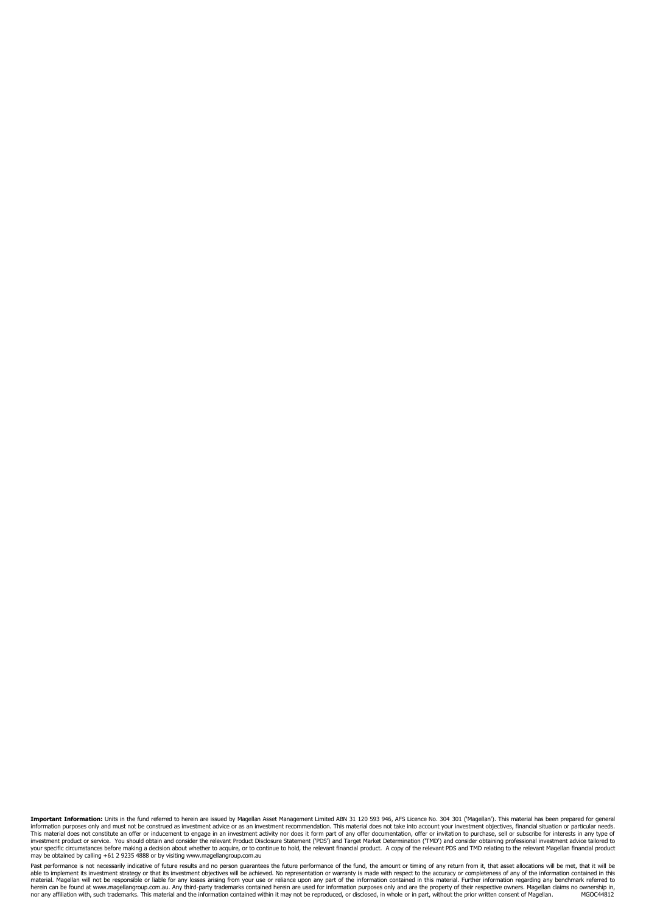**Important Information:** Units in the fund referred to herein are issued by Magellan Asset Management Limited ABN 31 120 593 946, AFS Licence No. 304 301 ('Magellan'). This material has been prepared for general information purposes only and must not be construed as investment advice or as an investment recommendation. This material does not take into account your investment objectives, financial situation or particular needs. This material does not constitute an offer or inducement to engage in an investment activity nor does it form part of any offer documentation, offer or invitation to purchase, sell or subscribe for interests in any type of investment product or service. You should obtain and consider the relevant Product Disclosure Statement ('PDS') and Target Market Determination ('TMD') and consider obtaining professional investment advice tailored to your specific circumstances before making a decision about whether to acquire, or to continue to hold, the relevant financial product. A copy of the relevant PDS and TMD relating to the relevant Magellan financial product may be obtained by calling +61 2 9235 4888 or by visiting www.magellangroup.com.au

Past performance is not necessarily indicative of future results and no person guarantees the future performance of the fund, the amount or timing of any return from it, that asset allocations will be met, that it will be able to implement its investment strategy or that its investment objectives will be achieved. No representation or warranty is made with respect to the accuracy or completeness of any of the information contained in this material. Magellan will not be responsible or liable for any losses arising from your use or reliance upon any part of the information contained in this material. Further information regarding any benchmark referred to herein can be found at www.magellangroup.com.au. Any third-party trademarks contained herein are used for information purposes only and are the property of their respective owners. Magellan claims no ownership in, nor any affiliation with, such trademarks. This material and the information contained within it may not be reproduced, or disclosed, in whole or in part, without the prior written consent of Magellan. MGOC44812